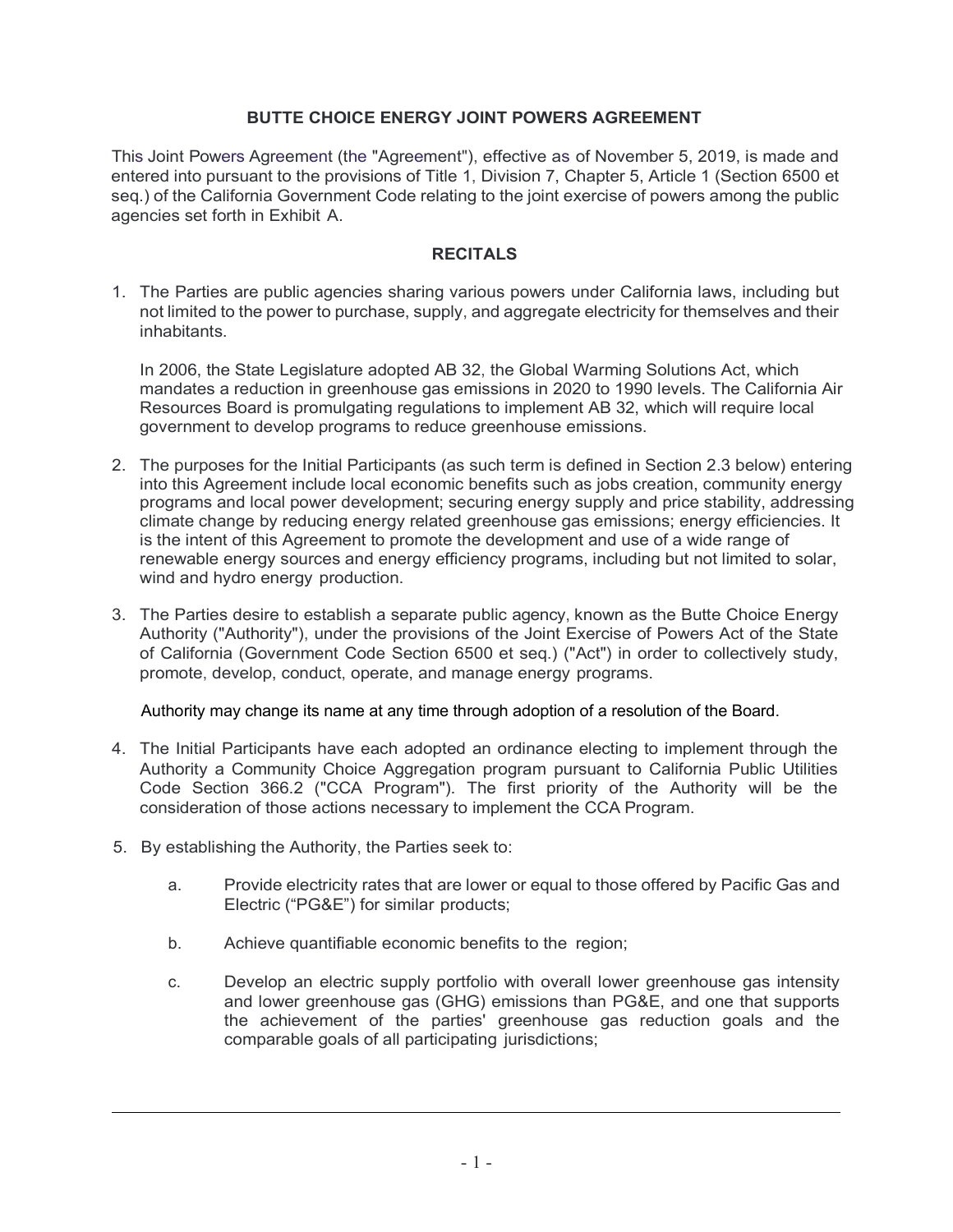# BUTTE CHOICE ENERGY JOINT POWERS AGREEMENT

This Joint Powers Agreement (the "Agreement"), effective as of November 5, 2019, is made and entered into pursuant to the provisions of Title 1, Division 7, Chapter 5, Article 1 (Section 6500 et seq.) of the California Government Code relating to the joint exercise of powers among the public agencies set forth in Exhibit A.

## RECITALS

1. The Parties are public agencies sharing various powers under California laws, including but not limited to the power to purchase, supply, and aggregate electricity for themselves and their inhabitants.

   In 2006, the State Legislature adopted AB 32, the Global Warming Solutions Act, which mandates a reduction in greenhouse gas emissions in 2020 to 1990 levels. The California Air Resources Board is promulgating regulations to implement AB 32, which will require local government to develop programs to reduce greenhouse emissions.

2. The purposes for the Initial Participants (as such term is defined in Section 2.3 below) entering into this Agreement include local economic benefits such as jobs creation, community energy programs and local power development; securing energy supply and price stability, addressing climate change by reducing energy related greenhouse gas emissions; energy efficiencies. It is the intent of this Agreement to promote the development and use of a wide range of renewable energy sources and energy efficiency programs, including but not limited to solar, wind and hydro energy production.

3. The Parties desire to establish a separate public agency, known as the Butte Choice Energy Authority ("Authority"), under the provisions of the Joint Exercise of Powers Act of the State of California (Government Code Section 6500 et seq.) ("Act") in order to collectively study, promote, develop, conduct, operate, and manage energy programs.

   Authority may change its name at any time through adoption of a resolution of the Board.

4. The Initial Participants have each adopted an ordinance electing to implement through the Authority a Community Choice Aggregation program pursuant to California Public Utilities Code Section 366.2 ("CCA Program"). The first priority of the Authority will be the consideration of those actions necessary to implement the CCA Program.

5. By establishing the Authority, the Parties seek to:

   a. Provide electricity rates that are lower or equal to those offered by Pacific Gas and Electric ("PG&E") for similar products;

   b. Achieve quantifiable economic benefits to the region;

   c. Develop an electric supply portfolio with overall lower greenhouse gas intensity and lower greenhouse gas (GHG) emissions than PG&E, and one that supports the achievement of the parties' greenhouse gas reduction goals and the comparable goals of all participating jurisdictions;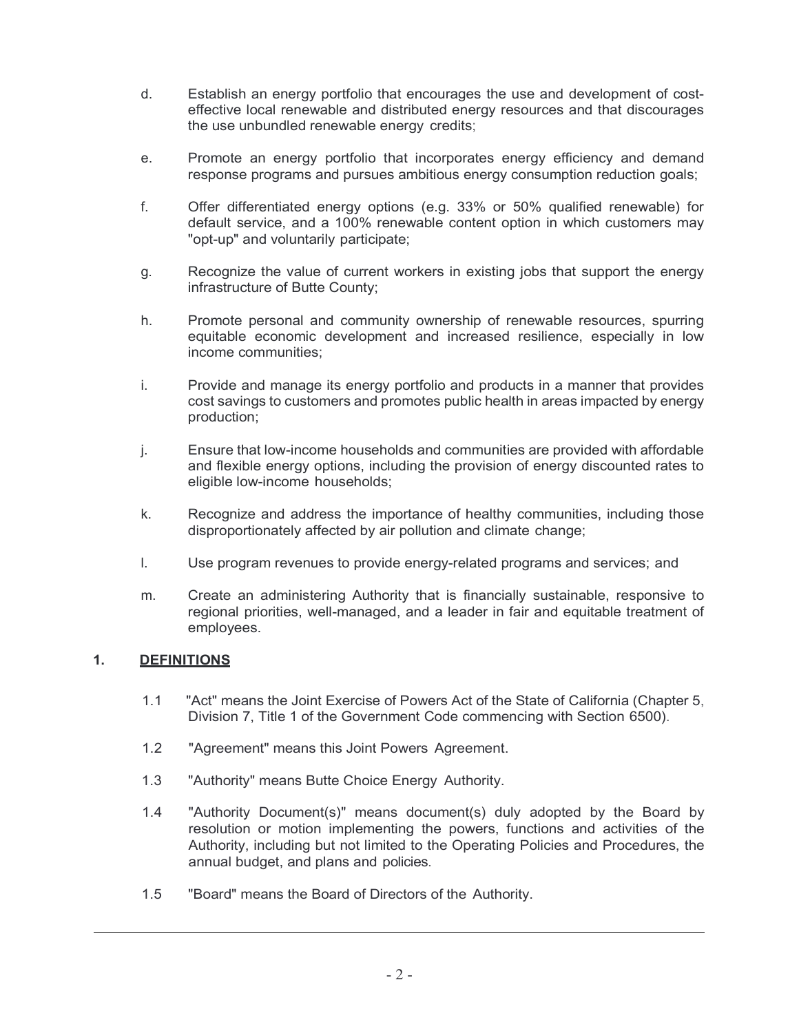d. Establish an energy portfolio that encourages the use and development of cost-effective local renewable and distributed energy resources and that discourages the use unbundled renewable energy credits;

e. Promote an energy portfolio that incorporates energy efficiency and demand response programs and pursues ambitious energy consumption reduction goals;

f. Offer differentiated energy options (e.g. 33% or 50% qualified renewable) for default service, and a 100% renewable content option in which customers may "opt-up" and voluntarily participate;

g. Recognize the value of current workers in existing jobs that support the energy infrastructure of Butte County;

h. Promote personal and community ownership of renewable resources, spurring equitable economic development and increased resilience, especially in low income communities;

i. Provide and manage its energy portfolio and products in a manner that provides cost savings to customers and promotes public health in areas impacted by energy production;

j. Ensure that low-income households and communities are provided with affordable and flexible energy options, including the provision of energy discounted rates to eligible low-income households;

k. Recognize and address the importance of healthy communities, including those disproportionately affected by air pollution and climate change;

l. Use program revenues to provide energy-related programs and services; and

m. Create an administering Authority that is financially sustainable, responsive to regional priorities, well-managed, and a leader in fair and equitable treatment of employees.

## 1. DEFINITIONS

1.1 "Act" means the Joint Exercise of Powers Act of the State of California (Chapter 5, Division 7, Title 1 of the Government Code commencing with Section 6500).

1.2 "Agreement" means this Joint Powers Agreement.

1.3 "Authority" means Butte Choice Energy Authority.

1.4 "Authority Document(s)" means document(s) duly adopted by the Board by resolution or motion implementing the powers, functions and activities of the Authority, including but not limited to the Operating Policies and Procedures, the annual budget, and plans and policies.

1.5 "Board" means the Board of Directors of the Authority.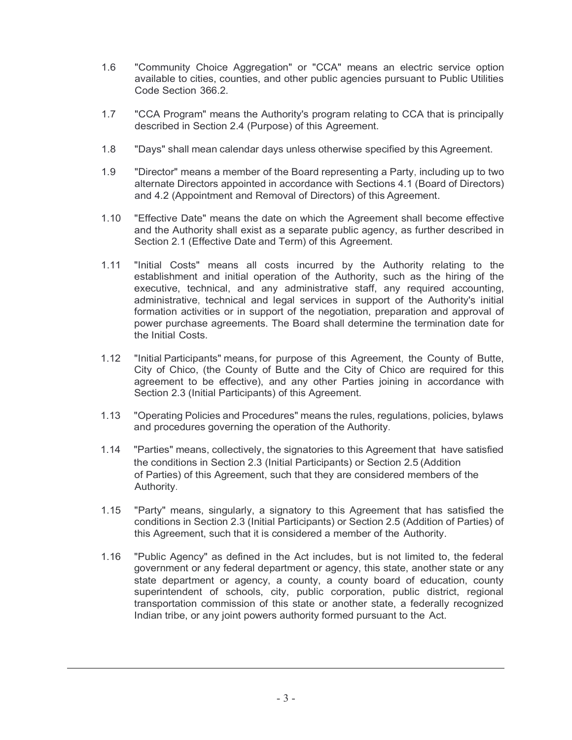1.6 "Community Choice Aggregation" or "CCA" means an electric service option available to cities, counties, and other public agencies pursuant to Public Utilities Code Section 366.2.

1.7 "CCA Program" means the Authority's program relating to CCA that is principally described in Section 2.4 (Purpose) of this Agreement.

1.8 "Days" shall mean calendar days unless otherwise specified by this Agreement.

1.9 "Director" means a member of the Board representing a Party, including up to two alternate Directors appointed in accordance with Sections 4.1 (Board of Directors) and 4.2 (Appointment and Removal of Directors) of this Agreement.

1.10 "Effective Date" means the date on which the Agreement shall become effective and the Authority shall exist as a separate public agency, as further described in Section 2.1 (Effective Date and Term) of this Agreement.

1.11 "Initial Costs" means all costs incurred by the Authority relating to the establishment and initial operation of the Authority, such as the hiring of the executive, technical, and any administrative staff, any required accounting, administrative, technical and legal services in support of the Authority's initial formation activities or in support of the negotiation, preparation and approval of power purchase agreements. The Board shall determine the termination date for the Initial Costs.

1.12 "Initial Participants" means, for purpose of this Agreement, the County of Butte, City of Chico, (the County of Butte and the City of Chico are required for this agreement to be effective), and any other Parties joining in accordance with Section 2.3 (Initial Participants) of this Agreement.

1.13 "Operating Policies and Procedures" means the rules, regulations, policies, bylaws and procedures governing the operation of the Authority.

1.14 "Parties" means, collectively, the signatories to this Agreement that have satisfied the conditions in Section 2.3 (Initial Participants) or Section 2.5 (Addition of Parties) of this Agreement, such that they are considered members of the Authority.

1.15 "Party" means, singularly, a signatory to this Agreement that has satisfied the conditions in Section 2.3 (Initial Participants) or Section 2.5 (Addition of Parties) of this Agreement, such that it is considered a member of the Authority.

1.16 "Public Agency" as defined in the Act includes, but is not limited to, the federal government or any federal department or agency, this state, another state or any state department or agency, a county, a county board of education, county superintendent of schools, city, public corporation, public district, regional transportation commission of this state or another state, a federally recognized Indian tribe, or any joint powers authority formed pursuant to the Act.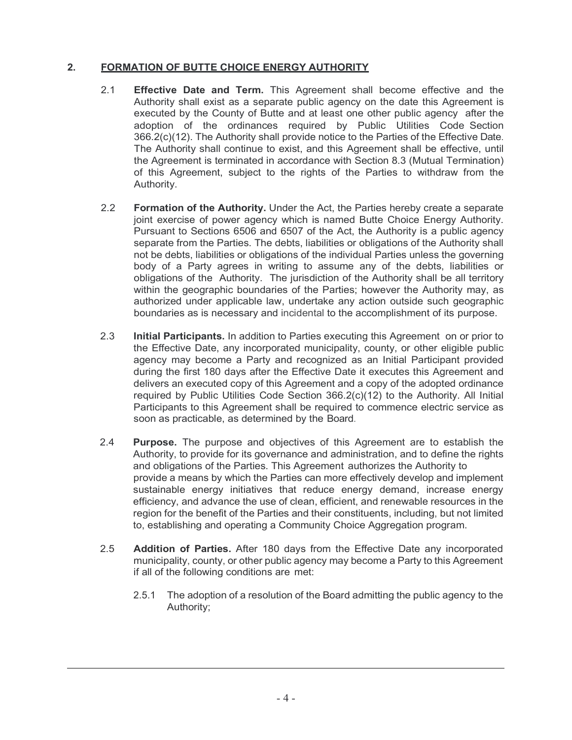## 2. FORMATION OF BUTTE CHOICE ENERGY AUTHORITY

2.1 **Effective Date and Term.** This Agreement shall become effective and the Authority shall exist as a separate public agency on the date this Agreement is executed by the County of Butte and at least one other public agency after the adoption of the ordinances required by Public Utilities Code Section 366.2(c)(12). The Authority shall provide notice to the Parties of the Effective Date. The Authority shall continue to exist, and this Agreement shall be effective, until the Agreement is terminated in accordance with Section 8.3 (Mutual Termination) of this Agreement, subject to the rights of the Parties to withdraw from the Authority.

2.2 **Formation of the Authority.** Under the Act, the Parties hereby create a separate joint exercise of power agency which is named Butte Choice Energy Authority. Pursuant to Sections 6506 and 6507 of the Act, the Authority is a public agency separate from the Parties. The debts, liabilities or obligations of the Authority shall not be debts, liabilities or obligations of the individual Parties unless the governing body of a Party agrees in writing to assume any of the debts, liabilities or obligations of the Authority. The jurisdiction of the Authority shall be all territory within the geographic boundaries of the Parties; however the Authority may, as authorized under applicable law, undertake any action outside such geographic boundaries as is necessary and incidental to the accomplishment of its purpose.

2.3 **Initial Participants.** In addition to Parties executing this Agreement on or prior to the Effective Date, any incorporated municipality, county, or other eligible public agency may become a Party and recognized as an Initial Participant provided during the first 180 days after the Effective Date it executes this Agreement and delivers an executed copy of this Agreement and a copy of the adopted ordinance required by Public Utilities Code Section 366.2(c)(12) to the Authority. All Initial Participants to this Agreement shall be required to commence electric service as soon as practicable, as determined by the Board.

2.4 **Purpose.** The purpose and objectives of this Agreement are to establish the Authority, to provide for its governance and administration, and to define the rights and obligations of the Parties. This Agreement authorizes the Authority to provide a means by which the Parties can more effectively develop and implement sustainable energy initiatives that reduce energy demand, increase energy efficiency, and advance the use of clean, efficient, and renewable resources in the region for the benefit of the Parties and their constituents, including, but not limited to, establishing and operating a Community Choice Aggregation program.

2.5 **Addition of Parties.** After 180 days from the Effective Date any incorporated municipality, county, or other public agency may become a Party to this Agreement if all of the following conditions are met:

2.5.1 The adoption of a resolution of the Board admitting the public agency to the Authority;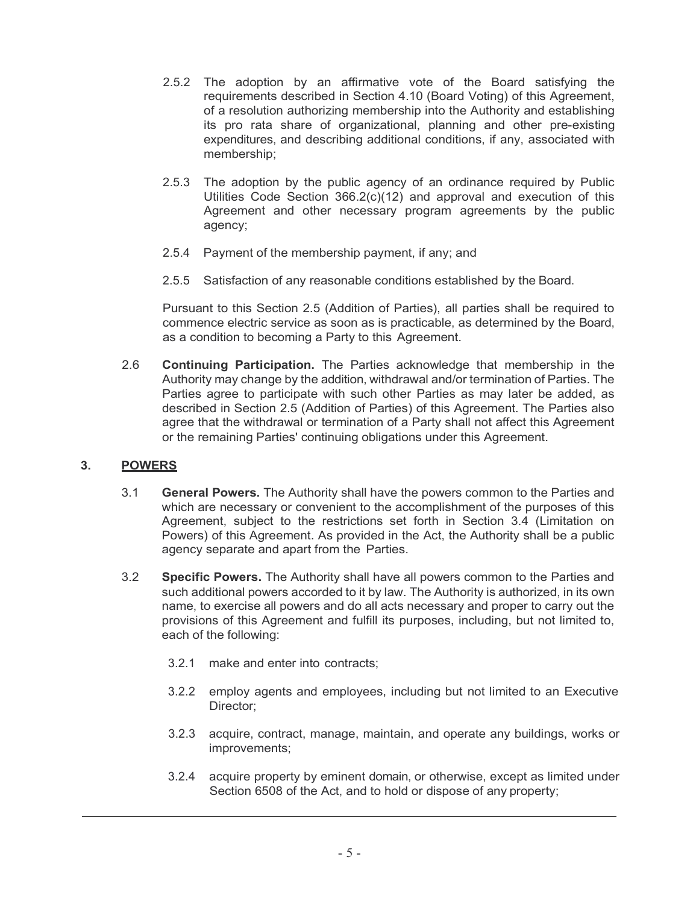2.5.2 The adoption by an affirmative vote of the Board satisfying the requirements described in Section 4.10 (Board Voting) of this Agreement, of a resolution authorizing membership into the Authority and establishing its pro rata share of organizational, planning and other pre-existing expenditures, and describing additional conditions, if any, associated with membership;

2.5.3 The adoption by the public agency of an ordinance required by Public Utilities Code Section 366.2(c)(12) and approval and execution of this Agreement and other necessary program agreements by the public agency;

2.5.4 Payment of the membership payment, if any; and

2.5.5 Satisfaction of any reasonable conditions established by the Board.

Pursuant to this Section 2.5 (Addition of Parties), all parties shall be required to commence electric service as soon as is practicable, as determined by the Board, as a condition to becoming a Party to this Agreement.

2.6 **Continuing Participation.** The Parties acknowledge that membership in the Authority may change by the addition, withdrawal and/or termination of Parties. The Parties agree to participate with such other Parties as may later be added, as described in Section 2.5 (Addition of Parties) of this Agreement. The Parties also agree that the withdrawal or termination of a Party shall not affect this Agreement or the remaining Parties' continuing obligations under this Agreement.

## 3. POWERS

3.1 **General Powers.** The Authority shall have the powers common to the Parties and which are necessary or convenient to the accomplishment of the purposes of this Agreement, subject to the restrictions set forth in Section 3.4 (Limitation on Powers) of this Agreement. As provided in the Act, the Authority shall be a public agency separate and apart from the Parties.

3.2 **Specific Powers.** The Authority shall have all powers common to the Parties and such additional powers accorded to it by law. The Authority is authorized, in its own name, to exercise all powers and do all acts necessary and proper to carry out the provisions of this Agreement and fulfill its purposes, including, but not limited to, each of the following:

3.2.1 make and enter into contracts;

3.2.2 employ agents and employees, including but not limited to an Executive Director;

3.2.3 acquire, contract, manage, maintain, and operate any buildings, works or improvements;

3.2.4 acquire property by eminent domain, or otherwise, except as limited under Section 6508 of the Act, and to hold or dispose of any property;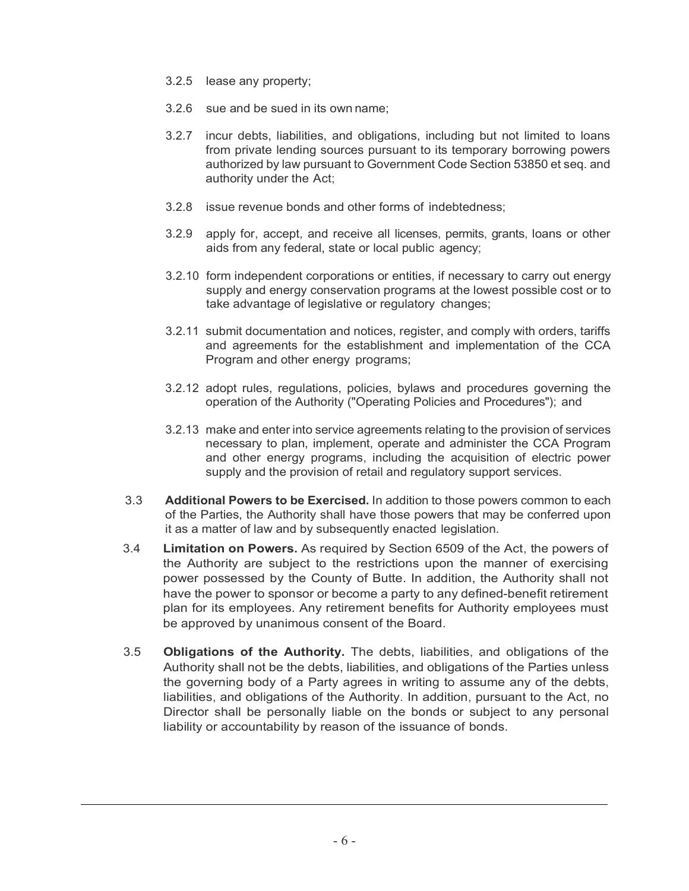3.2.5 lease any property;

3.2.6 sue and be sued in its own name;

3.2.7 incur debts, liabilities, and obligations, including but not limited to loans from private lending sources pursuant to its temporary borrowing powers authorized by law pursuant to Government Code Section 53850 et seq. and authority under the Act;

3.2.8 issue revenue bonds and other forms of indebtedness;

3.2.9 apply for, accept, and receive all licenses, permits, grants, loans or other aids from any federal, state or local public agency;

3.2.10 form independent corporations or entities, if necessary to carry out energy supply and energy conservation programs at the lowest possible cost or to take advantage of legislative or regulatory changes;

3.2.11 submit documentation and notices, register, and comply with orders, tariffs and agreements for the establishment and implementation of the CCA Program and other energy programs;

3.2.12 adopt rules, regulations, policies, bylaws and procedures governing the operation of the Authority ("Operating Policies and Procedures"); and

3.2.13 make and enter into service agreements relating to the provision of services necessary to plan, implement, operate and administer the CCA Program and other energy programs, including the acquisition of electric power supply and the provision of retail and regulatory support services.

3.3 **Additional Powers to be Exercised.** In addition to those powers common to each of the Parties, the Authority shall have those powers that may be conferred upon it as a matter of law and by subsequently enacted legislation.

3.4 **Limitation on Powers.** As required by Section 6509 of the Act, the powers of the Authority are subject to the restrictions upon the manner of exercising power possessed by the County of Butte. In addition, the Authority shall not have the power to sponsor or become a party to any defined-benefit retirement plan for its employees. Any retirement benefits for Authority employees must be approved by unanimous consent of the Board.

3.5 **Obligations of the Authority.** The debts, liabilities, and obligations of the Authority shall not be the debts, liabilities, and obligations of the Parties unless the governing body of a Party agrees in writing to assume any of the debts, liabilities, and obligations of the Authority. In addition, pursuant to the Act, no Director shall be personally liable on the bonds or subject to any personal liability or accountability by reason of the issuance of bonds.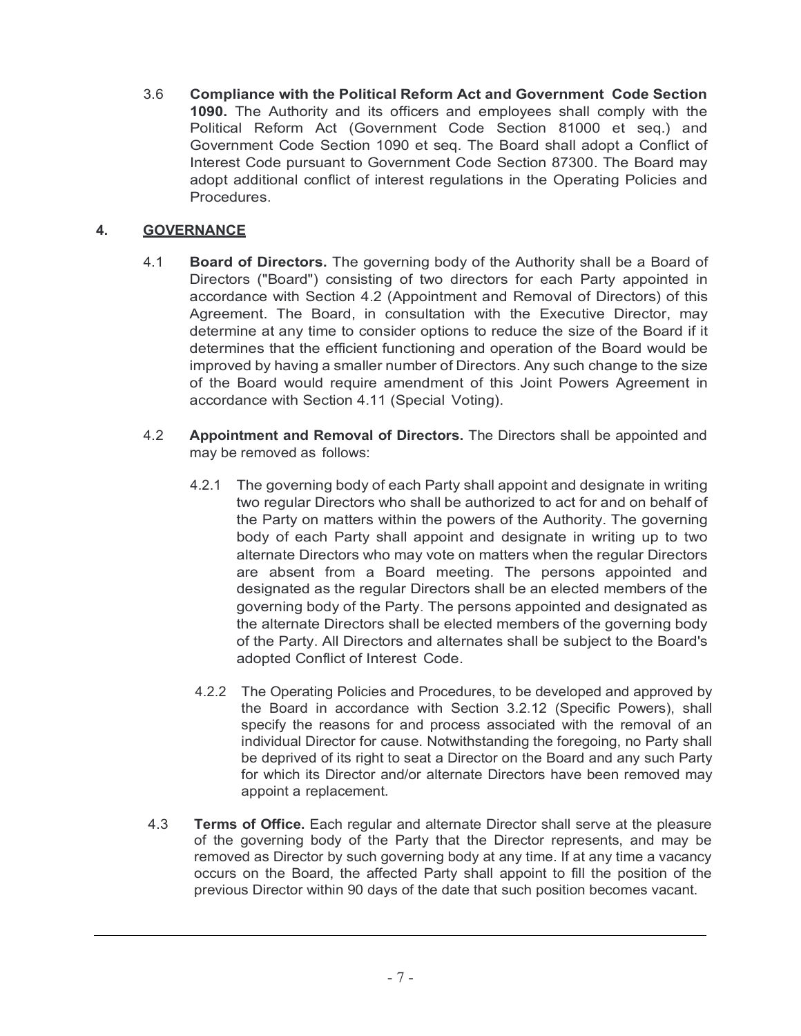3.6 **Compliance with the Political Reform Act and Government Code Section 1090.** The Authority and its officers and employees shall comply with the Political Reform Act (Government Code Section 81000 et seq.) and Government Code Section 1090 et seq. The Board shall adopt a Conflict of Interest Code pursuant to Government Code Section 87300. The Board may adopt additional conflict of interest regulations in the Operating Policies and Procedures.

## 4. GOVERNANCE

4.1 **Board of Directors.** The governing body of the Authority shall be a Board of Directors ("Board") consisting of two directors for each Party appointed in accordance with Section 4.2 (Appointment and Removal of Directors) of this Agreement. The Board, in consultation with the Executive Director, may determine at any time to consider options to reduce the size of the Board if it determines that the efficient functioning and operation of the Board would be improved by having a smaller number of Directors. Any such change to the size of the Board would require amendment of this Joint Powers Agreement in accordance with Section 4.11 (Special Voting).

4.2 **Appointment and Removal of Directors.** The Directors shall be appointed and may be removed as follows:

4.2.1 The governing body of each Party shall appoint and designate in writing two regular Directors who shall be authorized to act for and on behalf of the Party on matters within the powers of the Authority. The governing body of each Party shall appoint and designate in writing up to two alternate Directors who may vote on matters when the regular Directors are absent from a Board meeting. The persons appointed and designated as the regular Directors shall be an elected members of the governing body of the Party. The persons appointed and designated as the alternate Directors shall be elected members of the governing body of the Party. All Directors and alternates shall be subject to the Board's adopted Conflict of Interest Code.

4.2.2 The Operating Policies and Procedures, to be developed and approved by the Board in accordance with Section 3.2.12 (Specific Powers), shall specify the reasons for and process associated with the removal of an individual Director for cause. Notwithstanding the foregoing, no Party shall be deprived of its right to seat a Director on the Board and any such Party for which its Director and/or alternate Directors have been removed may appoint a replacement.

4.3 **Terms of Office.** Each regular and alternate Director shall serve at the pleasure of the governing body of the Party that the Director represents, and may be removed as Director by such governing body at any time. If at any time a vacancy occurs on the Board, the affected Party shall appoint to fill the position of the previous Director within 90 days of the date that such position becomes vacant.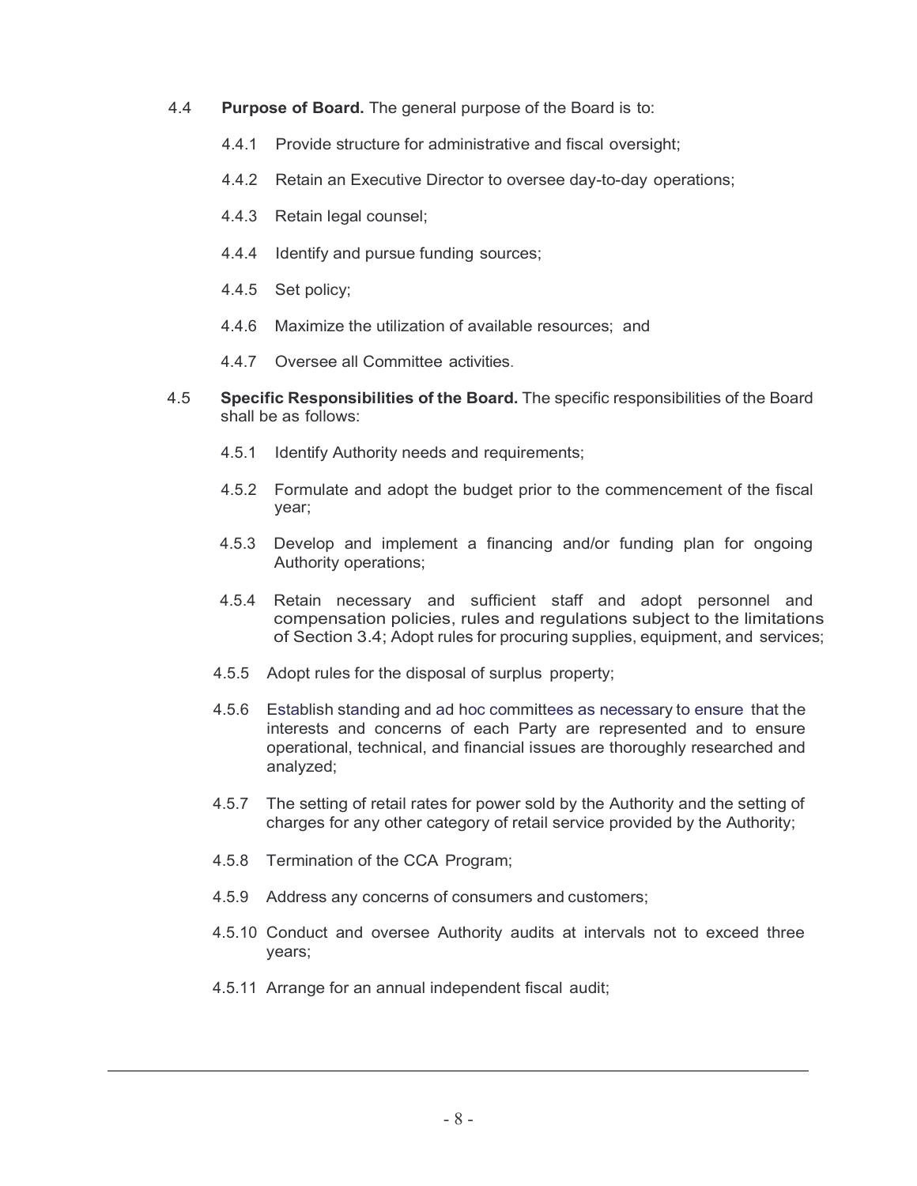4.4 **Purpose of Board.** The general purpose of the Board is to:

4.4.1 Provide structure for administrative and fiscal oversight;

4.4.2 Retain an Executive Director to oversee day-to-day operations;

4.4.3 Retain legal counsel;

4.4.4 Identify and pursue funding sources;

4.4.5 Set policy;

4.4.6 Maximize the utilization of available resources; and

4.4.7 Oversee all Committee activities.

4.5 **Specific Responsibilities of the Board.** The specific responsibilities of the Board shall be as follows:

4.5.1 Identify Authority needs and requirements;

4.5.2 Formulate and adopt the budget prior to the commencement of the fiscal year;

4.5.3 Develop and implement a financing and/or funding plan for ongoing Authority operations;

4.5.4 Retain necessary and sufficient staff and adopt personnel and compensation policies, rules and regulations subject to the limitations of Section 3.4; Adopt rules for procuring supplies, equipment, and services;

4.5.5 Adopt rules for the disposal of surplus property;

4.5.6 Establish standing and ad hoc committees as necessary to ensure that the interests and concerns of each Party are represented and to ensure operational, technical, and financial issues are thoroughly researched and analyzed;

4.5.7 The setting of retail rates for power sold by the Authority and the setting of charges for any other category of retail service provided by the Authority;

4.5.8 Termination of the CCA Program;

4.5.9 Address any concerns of consumers and customers;

4.5.10 Conduct and oversee Authority audits at intervals not to exceed three years;

4.5.11 Arrange for an annual independent fiscal audit;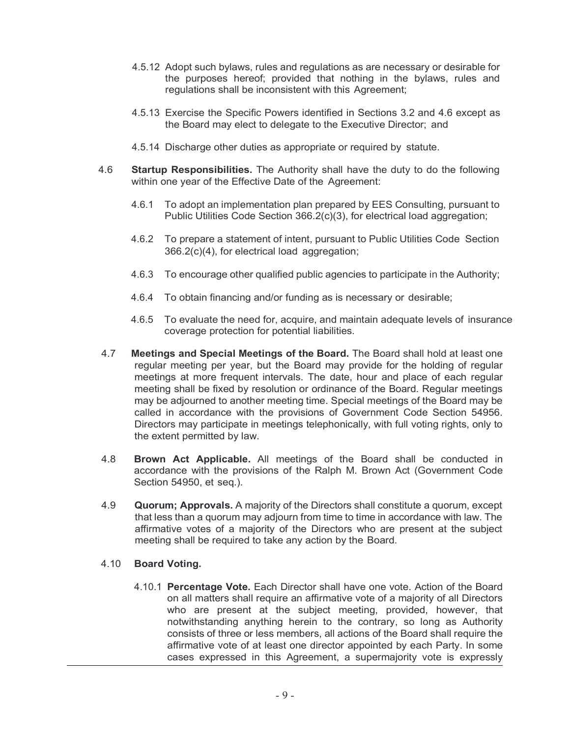4.5.12 Adopt such bylaws, rules and regulations as are necessary or desirable for the purposes hereof; provided that nothing in the bylaws, rules and regulations shall be inconsistent with this Agreement;

4.5.13 Exercise the Specific Powers identified in Sections 3.2 and 4.6 except as the Board may elect to delegate to the Executive Director; and

4.5.14 Discharge other duties as appropriate or required by statute.

4.6 **Startup Responsibilities.** The Authority shall have the duty to do the following within one year of the Effective Date of the Agreement:

4.6.1 To adopt an implementation plan prepared by EES Consulting, pursuant to Public Utilities Code Section 366.2(c)(3), for electrical load aggregation;

4.6.2 To prepare a statement of intent, pursuant to Public Utilities Code Section 366.2(c)(4), for electrical load aggregation;

4.6.3 To encourage other qualified public agencies to participate in the Authority;

4.6.4 To obtain financing and/or funding as is necessary or desirable;

4.6.5 To evaluate the need for, acquire, and maintain adequate levels of insurance coverage protection for potential liabilities.

4.7 **Meetings and Special Meetings of the Board.** The Board shall hold at least one regular meeting per year, but the Board may provide for the holding of regular meetings at more frequent intervals. The date, hour and place of each regular meeting shall be fixed by resolution or ordinance of the Board. Regular meetings may be adjourned to another meeting time. Special meetings of the Board may be called in accordance with the provisions of Government Code Section 54956. Directors may participate in meetings telephonically, with full voting rights, only to the extent permitted by law.

4.8 **Brown Act Applicable.** All meetings of the Board shall be conducted in accordance with the provisions of the Ralph M. Brown Act (Government Code Section 54950, et seq.).

4.9 **Quorum; Approvals.** A majority of the Directors shall constitute a quorum, except that less than a quorum may adjourn from time to time in accordance with law. The affirmative votes of a majority of the Directors who are present at the subject meeting shall be required to take any action by the Board.

4.10 **Board Voting.**

4.10.1 **Percentage Vote.** Each Director shall have one vote. Action of the Board on all matters shall require an affirmative vote of a majority of all Directors who are present at the subject meeting, provided, however, that notwithstanding anything herein to the contrary, so long as Authority consists of three or less members, all actions of the Board shall require the affirmative vote of at least one director appointed by each Party. In some cases expressed in this Agreement, a supermajority vote is expressly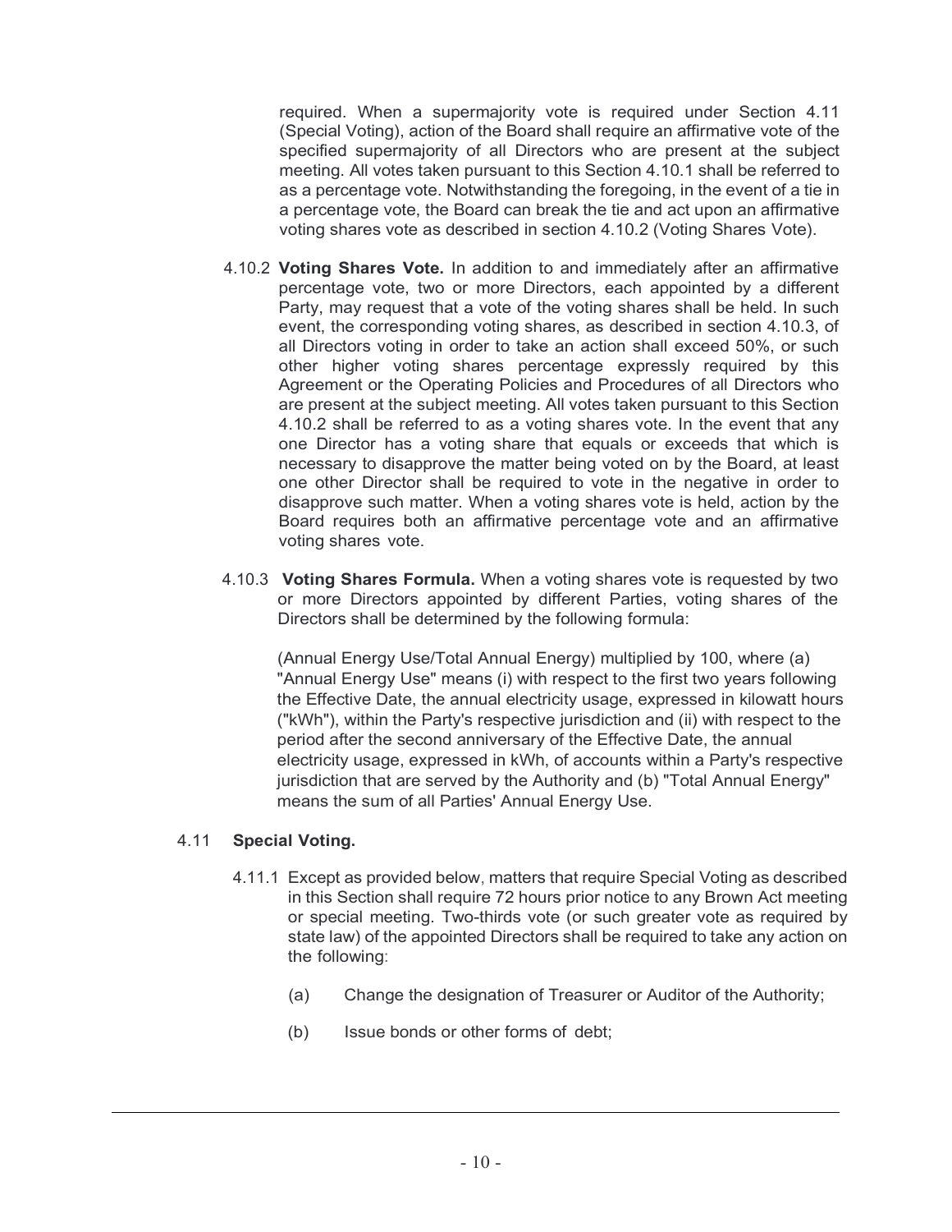required. When a supermajority vote is required under Section 4.11 (Special Voting), action of the Board shall require an affirmative vote of the specified supermajority of all Directors who are present at the subject meeting. All votes taken pursuant to this Section 4.10.1 shall be referred to as a percentage vote. Notwithstanding the foregoing, in the event of a tie in a percentage vote, the Board can break the tie and act upon an affirmative voting shares vote as described in section 4.10.2 (Voting Shares Vote).

4.10.2 **Voting Shares Vote.** In addition to and immediately after an affirmative percentage vote, two or more Directors, each appointed by a different Party, may request that a vote of the voting shares shall be held. In such event, the corresponding voting shares, as described in section 4.10.3, of all Directors voting in order to take an action shall exceed 50%, or such other higher voting shares percentage expressly required by this Agreement or the Operating Policies and Procedures of all Directors who are present at the subject meeting. All votes taken pursuant to this Section 4.10.2 shall be referred to as a voting shares vote. In the event that any one Director has a voting share that equals or exceeds that which is necessary to disapprove the matter being voted on by the Board, at least one other Director shall be required to vote in the negative in order to disapprove such matter. When a voting shares vote is held, action by the Board requires both an affirmative percentage vote and an affirmative voting shares vote.

4.10.3 **Voting Shares Formula.** When a voting shares vote is requested by two or more Directors appointed by different Parties, voting shares of the Directors shall be determined by the following formula:

(Annual Energy Use/Total Annual Energy) multiplied by 100, where (a) "Annual Energy Use" means (i) with respect to the first two years following the Effective Date, the annual electricity usage, expressed in kilowatt hours ("kWh"), within the Party's respective jurisdiction and (ii) with respect to the period after the second anniversary of the Effective Date, the annual electricity usage, expressed in kWh, of accounts within a Party's respective jurisdiction that are served by the Authority and (b) "Total Annual Energy" means the sum of all Parties' Annual Energy Use.

### 4.11 Special Voting.

4.11.1 Except as provided below, matters that require Special Voting as described in this Section shall require 72 hours prior notice to any Brown Act meeting or special meeting. Two-thirds vote (or such greater vote as required by state law) of the appointed Directors shall be required to take any action on the following:

(a) Change the designation of Treasurer or Auditor of the Authority;

(b) Issue bonds or other forms of debt;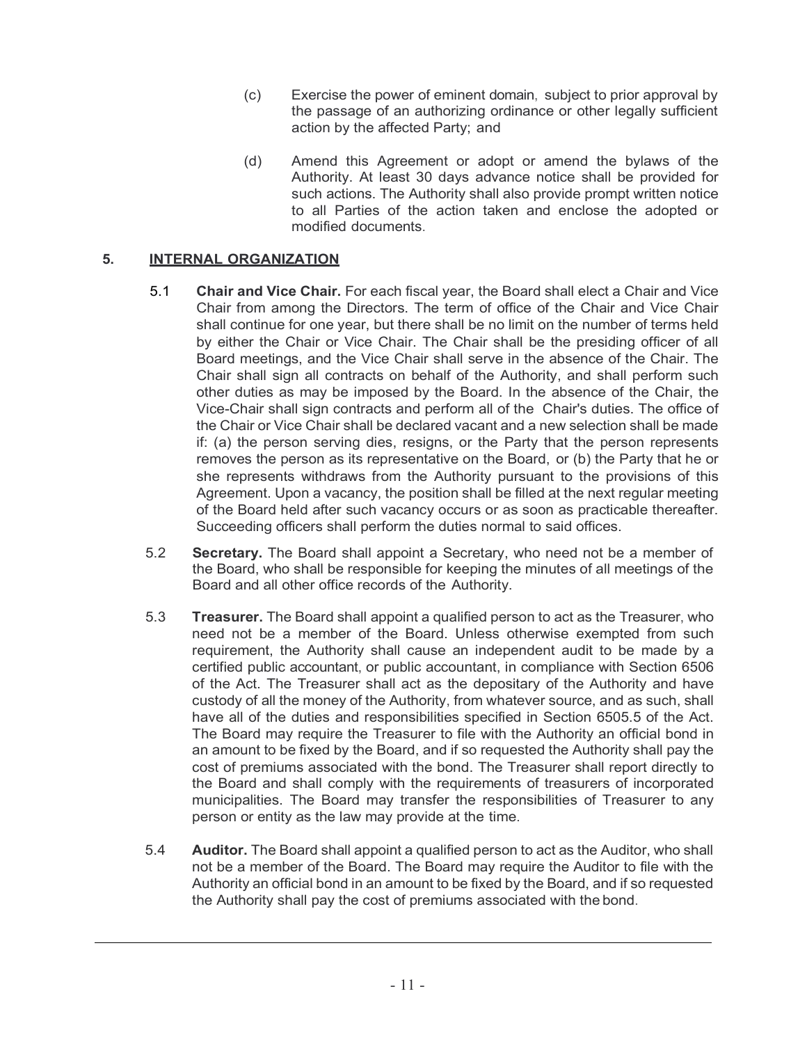(c) Exercise the power of eminent domain, subject to prior approval by the passage of an authorizing ordinance or other legally sufficient action by the affected Party; and

(d) Amend this Agreement or adopt or amend the bylaws of the Authority. At least 30 days advance notice shall be provided for such actions. The Authority shall also provide prompt written notice to all Parties of the action taken and enclose the adopted or modified documents.

## 5. INTERNAL ORGANIZATION

5.1 **Chair and Vice Chair.** For each fiscal year, the Board shall elect a Chair and Vice Chair from among the Directors. The term of office of the Chair and Vice Chair shall continue for one year, but there shall be no limit on the number of terms held by either the Chair or Vice Chair. The Chair shall be the presiding officer of all Board meetings, and the Vice Chair shall serve in the absence of the Chair. The Chair shall sign all contracts on behalf of the Authority, and shall perform such other duties as may be imposed by the Board. In the absence of the Chair, the Vice-Chair shall sign contracts and perform all of the Chair's duties. The office of the Chair or Vice Chair shall be declared vacant and a new selection shall be made if: (a) the person serving dies, resigns, or the Party that the person represents removes the person as its representative on the Board, or (b) the Party that he or she represents withdraws from the Authority pursuant to the provisions of this Agreement. Upon a vacancy, the position shall be filled at the next regular meeting of the Board held after such vacancy occurs or as soon as practicable thereafter. Succeeding officers shall perform the duties normal to said offices.

5.2 **Secretary.** The Board shall appoint a Secretary, who need not be a member of the Board, who shall be responsible for keeping the minutes of all meetings of the Board and all other office records of the Authority.

5.3 **Treasurer.** The Board shall appoint a qualified person to act as the Treasurer, who need not be a member of the Board. Unless otherwise exempted from such requirement, the Authority shall cause an independent audit to be made by a certified public accountant, or public accountant, in compliance with Section 6506 of the Act. The Treasurer shall act as the depositary of the Authority and have custody of all the money of the Authority, from whatever source, and as such, shall have all of the duties and responsibilities specified in Section 6505.5 of the Act. The Board may require the Treasurer to file with the Authority an official bond in an amount to be fixed by the Board, and if so requested the Authority shall pay the cost of premiums associated with the bond. The Treasurer shall report directly to the Board and shall comply with the requirements of treasurers of incorporated municipalities. The Board may transfer the responsibilities of Treasurer to any person or entity as the law may provide at the time.

5.4 **Auditor.** The Board shall appoint a qualified person to act as the Auditor, who shall not be a member of the Board. The Board may require the Auditor to file with the Authority an official bond in an amount to be fixed by the Board, and if so requested the Authority shall pay the cost of premiums associated with the bond.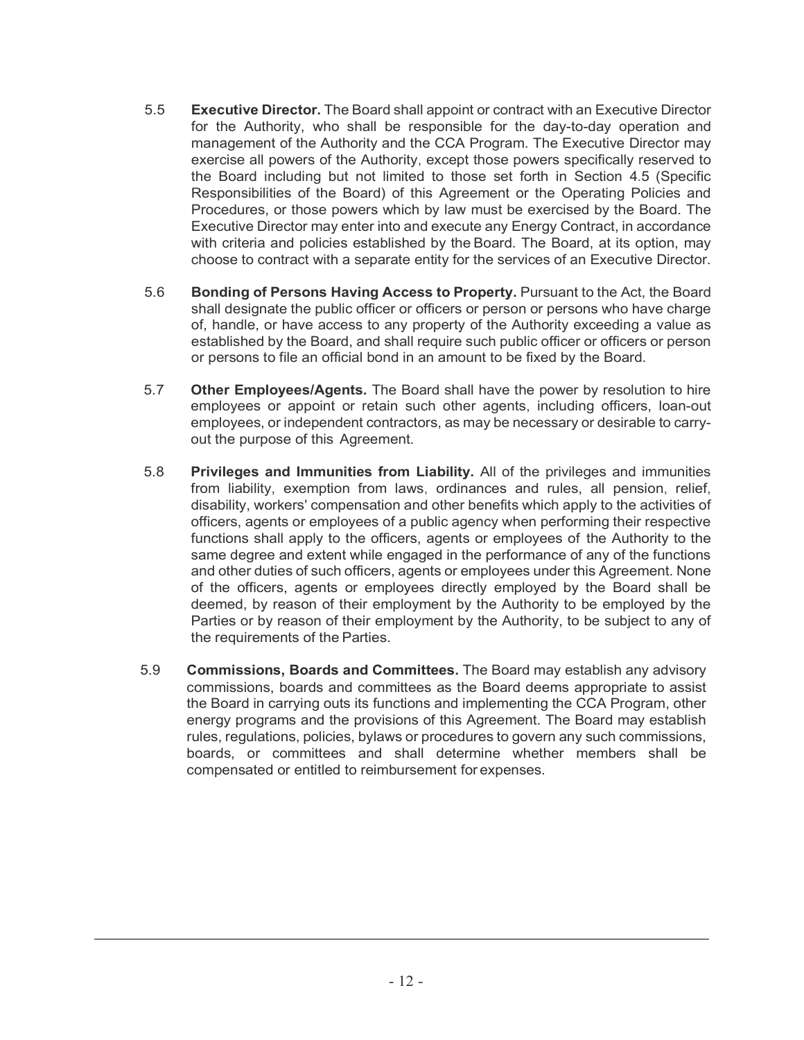5.5 **Executive Director.** The Board shall appoint or contract with an Executive Director for the Authority, who shall be responsible for the day-to-day operation and management of the Authority and the CCA Program. The Executive Director may exercise all powers of the Authority, except those powers specifically reserved to the Board including but not limited to those set forth in Section 4.5 (Specific Responsibilities of the Board) of this Agreement or the Operating Policies and Procedures, or those powers which by law must be exercised by the Board. The Executive Director may enter into and execute any Energy Contract, in accordance with criteria and policies established by the Board. The Board, at its option, may choose to contract with a separate entity for the services of an Executive Director.

5.6 **Bonding of Persons Having Access to Property.** Pursuant to the Act, the Board shall designate the public officer or officers or person or persons who have charge of, handle, or have access to any property of the Authority exceeding a value as established by the Board, and shall require such public officer or officers or person or persons to file an official bond in an amount to be fixed by the Board.

5.7 **Other Employees/Agents.** The Board shall have the power by resolution to hire employees or appoint or retain such other agents, including officers, loan-out employees, or independent contractors, as may be necessary or desirable to carry-out the purpose of this Agreement.

5.8 **Privileges and Immunities from Liability.** All of the privileges and immunities from liability, exemption from laws, ordinances and rules, all pension, relief, disability, workers' compensation and other benefits which apply to the activities of officers, agents or employees of a public agency when performing their respective functions shall apply to the officers, agents or employees of the Authority to the same degree and extent while engaged in the performance of any of the functions and other duties of such officers, agents or employees under this Agreement. None of the officers, agents or employees directly employed by the Board shall be deemed, by reason of their employment by the Authority to be employed by the Parties or by reason of their employment by the Authority, to be subject to any of the requirements of the Parties.

5.9 **Commissions, Boards and Committees.** The Board may establish any advisory commissions, boards and committees as the Board deems appropriate to assist the Board in carrying outs its functions and implementing the CCA Program, other energy programs and the provisions of this Agreement. The Board may establish rules, regulations, policies, bylaws or procedures to govern any such commissions, boards, or committees and shall determine whether members shall be compensated or entitled to reimbursement for expenses.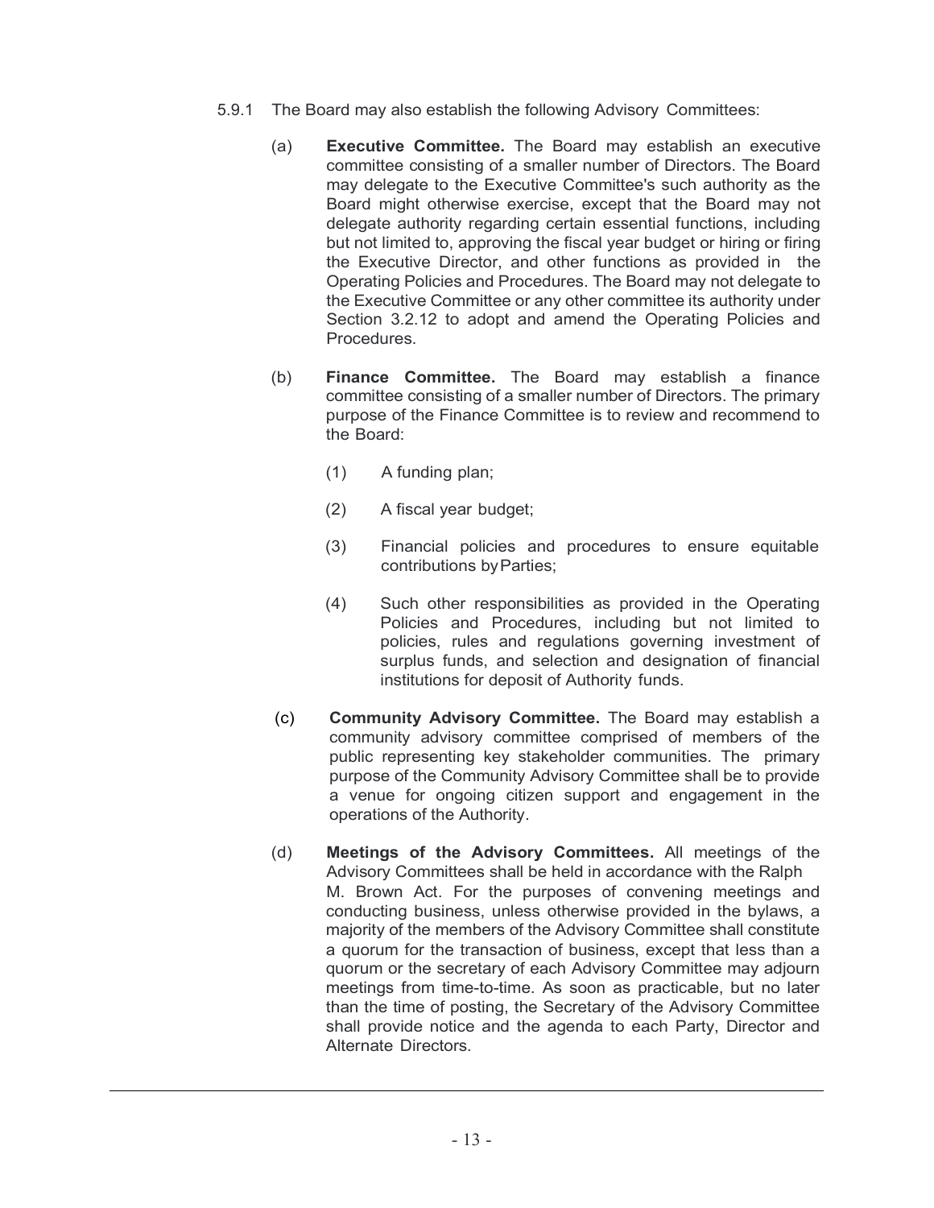5.9.1 The Board may also establish the following Advisory Committees:

(a) **Executive Committee.** The Board may establish an executive committee consisting of a smaller number of Directors. The Board may delegate to the Executive Committee's such authority as the Board might otherwise exercise, except that the Board may not delegate authority regarding certain essential functions, including but not limited to, approving the fiscal year budget or hiring or firing the Executive Director, and other functions as provided in the Operating Policies and Procedures. The Board may not delegate to the Executive Committee or any other committee its authority under Section 3.2.12 to adopt and amend the Operating Policies and Procedures.

(b) **Finance Committee.** The Board may establish a finance committee consisting of a smaller number of Directors. The primary purpose of the Finance Committee is to review and recommend to the Board:

(1) A funding plan;

(2) A fiscal year budget;

(3) Financial policies and procedures to ensure equitable contributions by Parties;

(4) Such other responsibilities as provided in the Operating Policies and Procedures, including but not limited to policies, rules and regulations governing investment of surplus funds, and selection and designation of financial institutions for deposit of Authority funds.

(c) **Community Advisory Committee.** The Board may establish a community advisory committee comprised of members of the public representing key stakeholder communities. The primary purpose of the Community Advisory Committee shall be to provide a venue for ongoing citizen support and engagement in the operations of the Authority.

(d) **Meetings of the Advisory Committees.** All meetings of the Advisory Committees shall be held in accordance with the Ralph M. Brown Act. For the purposes of convening meetings and conducting business, unless otherwise provided in the bylaws, a majority of the members of the Advisory Committee shall constitute a quorum for the transaction of business, except that less than a quorum or the secretary of each Advisory Committee may adjourn meetings from time-to-time. As soon as practicable, but no later than the time of posting, the Secretary of the Advisory Committee shall provide notice and the agenda to each Party, Director and Alternate Directors.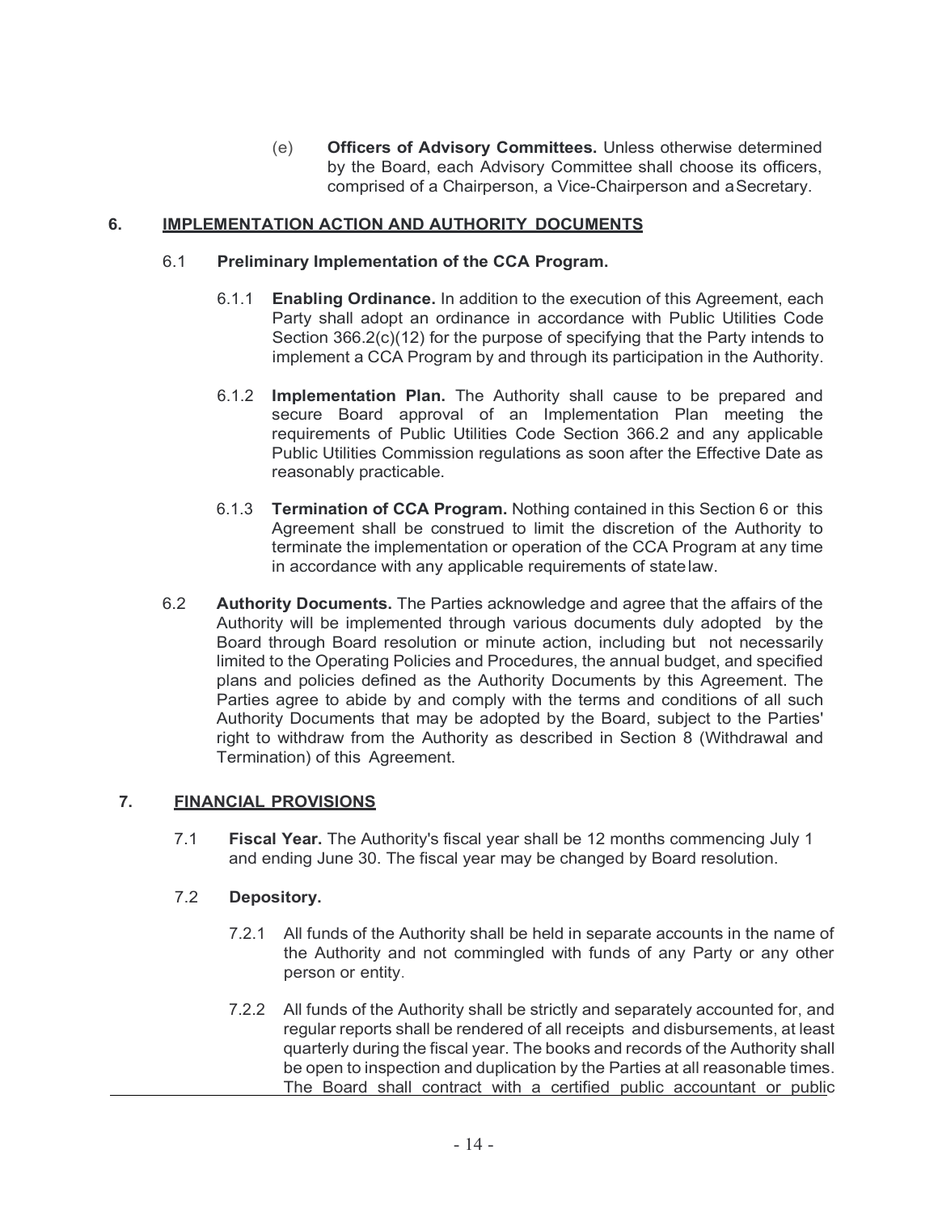(e) **Officers of Advisory Committees.** Unless otherwise determined by the Board, each Advisory Committee shall choose its officers, comprised of a Chairperson, a Vice-Chairperson and a Secretary.

## 6. IMPLEMENTATION ACTION AND AUTHORITY DOCUMENTS

6.1 **Preliminary Implementation of the CCA Program.**

6.1.1 **Enabling Ordinance.** In addition to the execution of this Agreement, each Party shall adopt an ordinance in accordance with Public Utilities Code Section 366.2(c)(12) for the purpose of specifying that the Party intends to implement a CCA Program by and through its participation in the Authority.

6.1.2 **Implementation Plan.** The Authority shall cause to be prepared and secure Board approval of an Implementation Plan meeting the requirements of Public Utilities Code Section 366.2 and any applicable Public Utilities Commission regulations as soon after the Effective Date as reasonably practicable.

6.1.3 **Termination of CCA Program.** Nothing contained in this Section 6 or this Agreement shall be construed to limit the discretion of the Authority to terminate the implementation or operation of the CCA Program at any time in accordance with any applicable requirements of state law.

6.2 **Authority Documents.** The Parties acknowledge and agree that the affairs of the Authority will be implemented through various documents duly adopted by the Board through Board resolution or minute action, including but not necessarily limited to the Operating Policies and Procedures, the annual budget, and specified plans and policies defined as the Authority Documents by this Agreement. The Parties agree to abide by and comply with the terms and conditions of all such Authority Documents that may be adopted by the Board, subject to the Parties' right to withdraw from the Authority as described in Section 8 (Withdrawal and Termination) of this Agreement.

## 7. FINANCIAL PROVISIONS

7.1 **Fiscal Year.** The Authority's fiscal year shall be 12 months commencing July 1 and ending June 30. The fiscal year may be changed by Board resolution.

7.2 **Depository.**

7.2.1 All funds of the Authority shall be held in separate accounts in the name of the Authority and not commingled with funds of any Party or any other person or entity.

7.2.2 All funds of the Authority shall be strictly and separately accounted for, and regular reports shall be rendered of all receipts and disbursements, at least quarterly during the fiscal year. The books and records of the Authority shall be open to inspection and duplication by the Parties at all reasonable times. The Board shall contract with a certified public accountant or public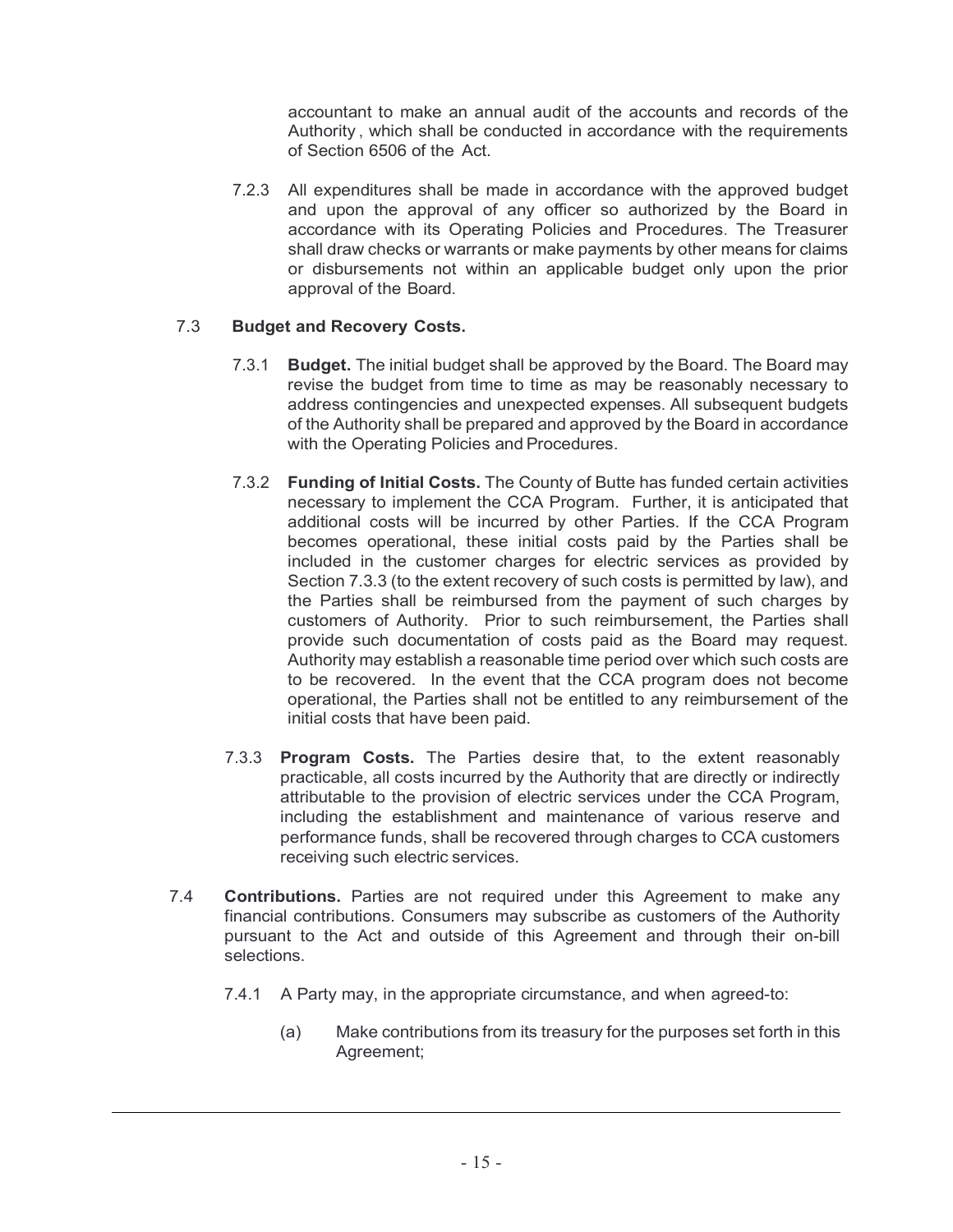accountant to make an annual audit of the accounts and records of the Authority , which shall be conducted in accordance with the requirements of Section 6506 of the Act.

7.2.3 All expenditures shall be made in accordance with the approved budget and upon the approval of any officer so authorized by the Board in accordance with its Operating Policies and Procedures. The Treasurer shall draw checks or warrants or make payments by other means for claims or disbursements not within an applicable budget only upon the prior approval of the Board.

7.3 **Budget and Recovery Costs.**

7.3.1 **Budget.** The initial budget shall be approved by the Board. The Board may revise the budget from time to time as may be reasonably necessary to address contingencies and unexpected expenses. All subsequent budgets of the Authority shall be prepared and approved by the Board in accordance with the Operating Policies and Procedures.

7.3.2 **Funding of Initial Costs.** The County of Butte has funded certain activities necessary to implement the CCA Program. Further, it is anticipated that additional costs will be incurred by other Parties. If the CCA Program becomes operational, these initial costs paid by the Parties shall be included in the customer charges for electric services as provided by Section 7.3.3 (to the extent recovery of such costs is permitted by law), and the Parties shall be reimbursed from the payment of such charges by customers of Authority. Prior to such reimbursement, the Parties shall provide such documentation of costs paid as the Board may request. Authority may establish a reasonable time period over which such costs are to be recovered. In the event that the CCA program does not become operational, the Parties shall not be entitled to any reimbursement of the initial costs that have been paid.

7.3.3 **Program Costs.** The Parties desire that, to the extent reasonably practicable, all costs incurred by the Authority that are directly or indirectly attributable to the provision of electric services under the CCA Program, including the establishment and maintenance of various reserve and performance funds, shall be recovered through charges to CCA customers receiving such electric services.

7.4 **Contributions.** Parties are not required under this Agreement to make any financial contributions. Consumers may subscribe as customers of the Authority pursuant to the Act and outside of this Agreement and through their on-bill selections.

7.4.1 A Party may, in the appropriate circumstance, and when agreed-to:

(a) Make contributions from its treasury for the purposes set forth in this Agreement;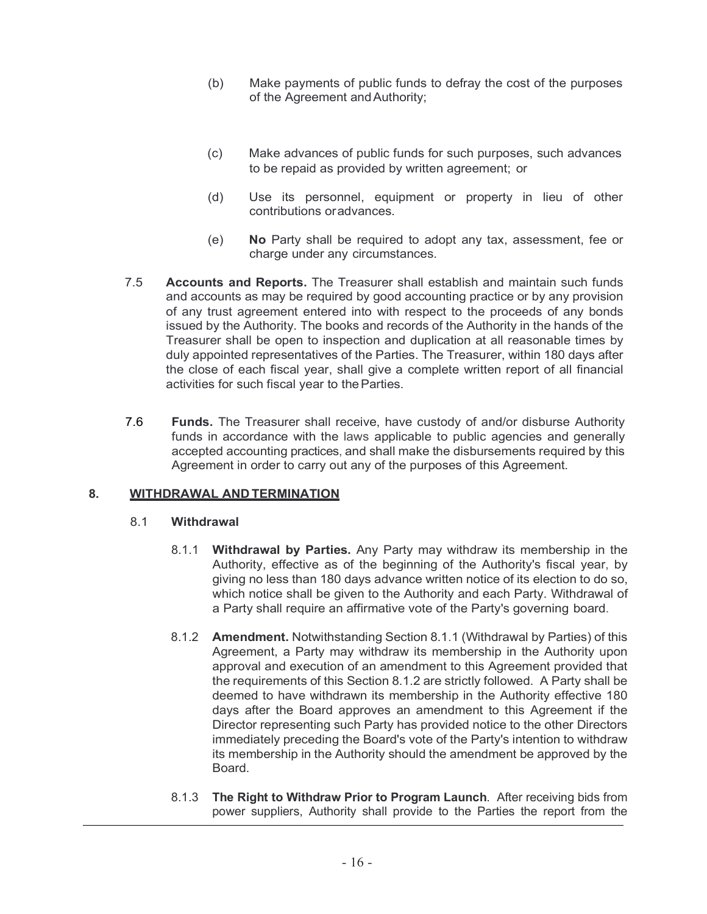(b) Make payments of public funds to defray the cost of the purposes of the Agreement and Authority;

(c) Make advances of public funds for such purposes, such advances to be repaid as provided by written agreement; or

(d) Use its personnel, equipment or property in lieu of other contributions or advances.

(e) **No** Party shall be required to adopt any tax, assessment, fee or charge under any circumstances.

7.5 **Accounts and Reports.** The Treasurer shall establish and maintain such funds and accounts as may be required by good accounting practice or by any provision of any trust agreement entered into with respect to the proceeds of any bonds issued by the Authority. The books and records of the Authority in the hands of the Treasurer shall be open to inspection and duplication at all reasonable times by duly appointed representatives of the Parties. The Treasurer, within 180 days after the close of each fiscal year, shall give a complete written report of all financial activities for such fiscal year to the Parties.

7.6 **Funds.** The Treasurer shall receive, have custody of and/or disburse Authority funds in accordance with the laws applicable to public agencies and generally accepted accounting practices, and shall make the disbursements required by this Agreement in order to carry out any of the purposes of this Agreement.

## 8. WITHDRAWAL AND TERMINATION

### 8.1 Withdrawal

8.1.1 **Withdrawal by Parties.** Any Party may withdraw its membership in the Authority, effective as of the beginning of the Authority's fiscal year, by giving no less than 180 days advance written notice of its election to do so, which notice shall be given to the Authority and each Party. Withdrawal of a Party shall require an affirmative vote of the Party's governing board.

8.1.2 **Amendment.** Notwithstanding Section 8.1.1 (Withdrawal by Parties) of this Agreement, a Party may withdraw its membership in the Authority upon approval and execution of an amendment to this Agreement provided that the requirements of this Section 8.1.2 are strictly followed. A Party shall be deemed to have withdrawn its membership in the Authority effective 180 days after the Board approves an amendment to this Agreement if the Director representing such Party has provided notice to the other Directors immediately preceding the Board's vote of the Party's intention to withdraw its membership in the Authority should the amendment be approved by the Board.

8.1.3 **The Right to Withdraw Prior to Program Launch**. After receiving bids from power suppliers, Authority shall provide to the Parties the report from the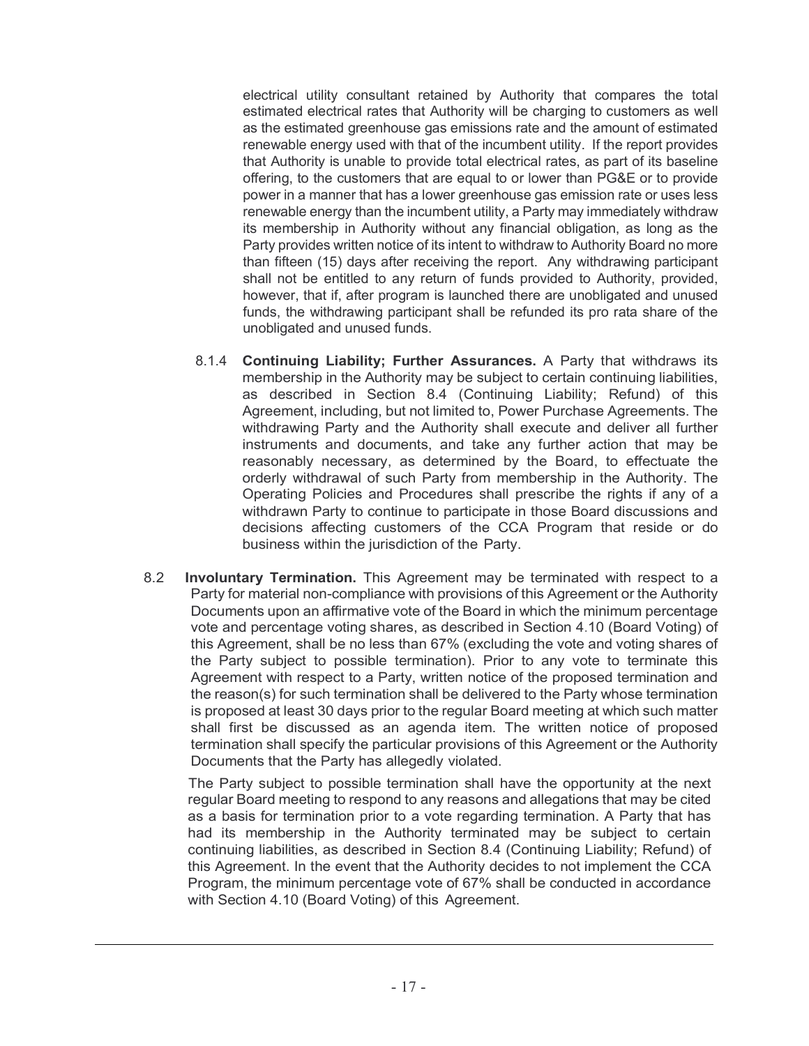electrical utility consultant retained by Authority that compares the total estimated electrical rates that Authority will be charging to customers as well as the estimated greenhouse gas emissions rate and the amount of estimated renewable energy used with that of the incumbent utility. If the report provides that Authority is unable to provide total electrical rates, as part of its baseline offering, to the customers that are equal to or lower than PG&E or to provide power in a manner that has a lower greenhouse gas emission rate or uses less renewable energy than the incumbent utility, a Party may immediately withdraw its membership in Authority without any financial obligation, as long as the Party provides written notice of its intent to withdraw to Authority Board no more than fifteen (15) days after receiving the report. Any withdrawing participant shall not be entitled to any return of funds provided to Authority, provided, however, that if, after program is launched there are unobligated and unused funds, the withdrawing participant shall be refunded its pro rata share of the unobligated and unused funds.

8.1.4 **Continuing Liability; Further Assurances.** A Party that withdraws its membership in the Authority may be subject to certain continuing liabilities, as described in Section 8.4 (Continuing Liability; Refund) of this Agreement, including, but not limited to, Power Purchase Agreements. The withdrawing Party and the Authority shall execute and deliver all further instruments and documents, and take any further action that may be reasonably necessary, as determined by the Board, to effectuate the orderly withdrawal of such Party from membership in the Authority. The Operating Policies and Procedures shall prescribe the rights if any of a withdrawn Party to continue to participate in those Board discussions and decisions affecting customers of the CCA Program that reside or do business within the jurisdiction of the Party.

8.2 **Involuntary Termination.** This Agreement may be terminated with respect to a Party for material non-compliance with provisions of this Agreement or the Authority Documents upon an affirmative vote of the Board in which the minimum percentage vote and percentage voting shares, as described in Section 4.10 (Board Voting) of this Agreement, shall be no less than 67% (excluding the vote and voting shares of the Party subject to possible termination). Prior to any vote to terminate this Agreement with respect to a Party, written notice of the proposed termination and the reason(s) for such termination shall be delivered to the Party whose termination is proposed at least 30 days prior to the regular Board meeting at which such matter shall first be discussed as an agenda item. The written notice of proposed termination shall specify the particular provisions of this Agreement or the Authority Documents that the Party has allegedly violated.

The Party subject to possible termination shall have the opportunity at the next regular Board meeting to respond to any reasons and allegations that may be cited as a basis for termination prior to a vote regarding termination. A Party that has had its membership in the Authority terminated may be subject to certain continuing liabilities, as described in Section 8.4 (Continuing Liability; Refund) of this Agreement. In the event that the Authority decides to not implement the CCA Program, the minimum percentage vote of 67% shall be conducted in accordance with Section 4.10 (Board Voting) of this Agreement.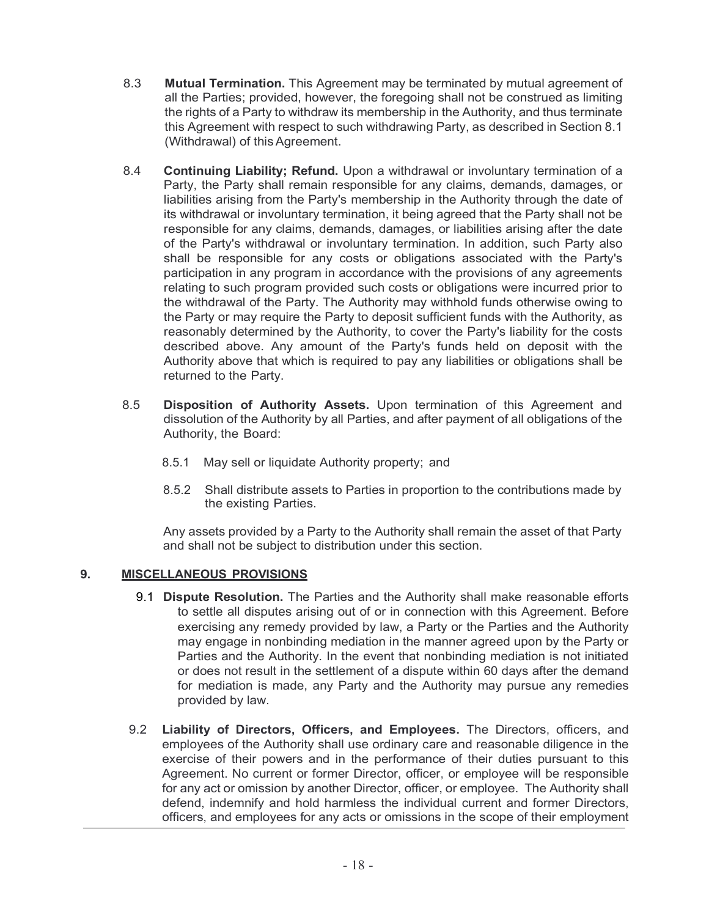8.3 **Mutual Termination.** This Agreement may be terminated by mutual agreement of all the Parties; provided, however, the foregoing shall not be construed as limiting the rights of a Party to withdraw its membership in the Authority, and thus terminate this Agreement with respect to such withdrawing Party, as described in Section 8.1 (Withdrawal) of this Agreement.

8.4 **Continuing Liability; Refund.** Upon a withdrawal or involuntary termination of a Party, the Party shall remain responsible for any claims, demands, damages, or liabilities arising from the Party's membership in the Authority through the date of its withdrawal or involuntary termination, it being agreed that the Party shall not be responsible for any claims, demands, damages, or liabilities arising after the date of the Party's withdrawal or involuntary termination. In addition, such Party also shall be responsible for any costs or obligations associated with the Party's participation in any program in accordance with the provisions of any agreements relating to such program provided such costs or obligations were incurred prior to the withdrawal of the Party. The Authority may withhold funds otherwise owing to the Party or may require the Party to deposit sufficient funds with the Authority, as reasonably determined by the Authority, to cover the Party's liability for the costs described above. Any amount of the Party's funds held on deposit with the Authority above that which is required to pay any liabilities or obligations shall be returned to the Party.

8.5 **Disposition of Authority Assets.** Upon termination of this Agreement and dissolution of the Authority by all Parties, and after payment of all obligations of the Authority, the Board:

8.5.1 May sell or liquidate Authority property; and

8.5.2 Shall distribute assets to Parties in proportion to the contributions made by the existing Parties.

Any assets provided by a Party to the Authority shall remain the asset of that Party and shall not be subject to distribution under this section.

## 9. MISCELLANEOUS PROVISIONS

9.1 **Dispute Resolution.** The Parties and the Authority shall make reasonable efforts to settle all disputes arising out of or in connection with this Agreement. Before exercising any remedy provided by law, a Party or the Parties and the Authority may engage in nonbinding mediation in the manner agreed upon by the Party or Parties and the Authority. In the event that nonbinding mediation is not initiated or does not result in the settlement of a dispute within 60 days after the demand for mediation is made, any Party and the Authority may pursue any remedies provided by law.

9.2 **Liability of Directors, Officers, and Employees.** The Directors, officers, and employees of the Authority shall use ordinary care and reasonable diligence in the exercise of their powers and in the performance of their duties pursuant to this Agreement. No current or former Director, officer, or employee will be responsible for any act or omission by another Director, officer, or employee. The Authority shall defend, indemnify and hold harmless the individual current and former Directors, officers, and employees for any acts or omissions in the scope of their employment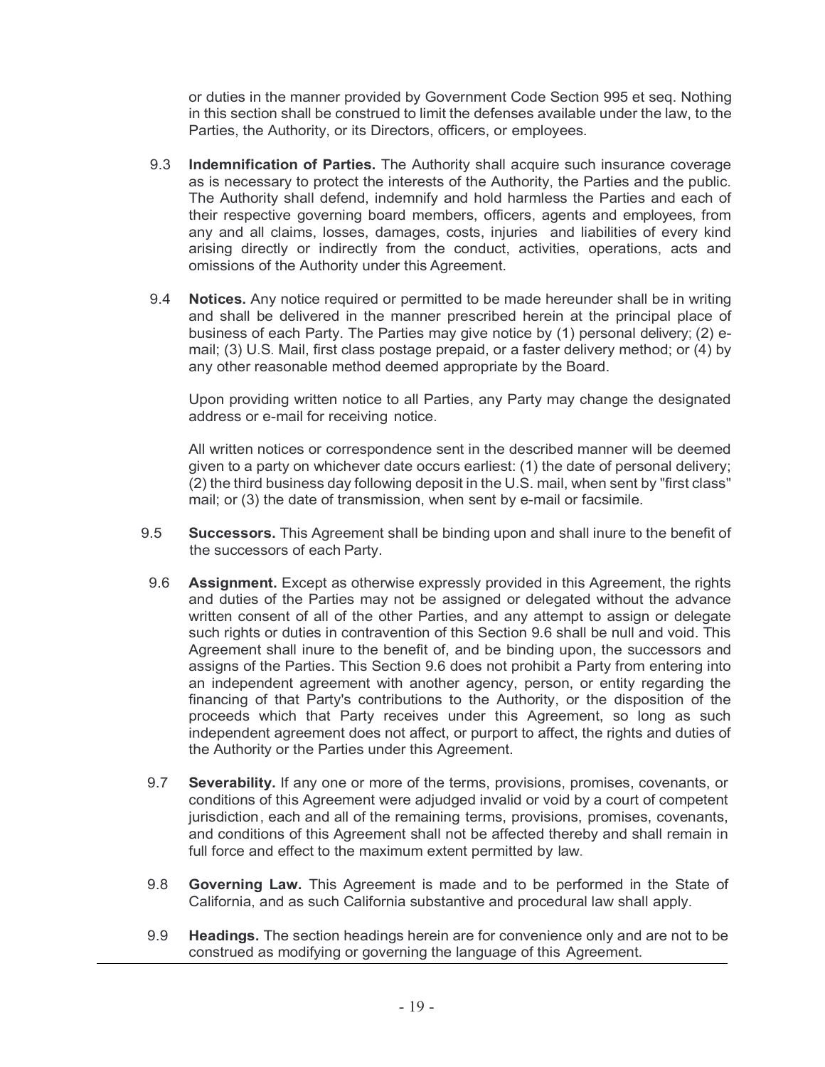or duties in the manner provided by Government Code Section 995 et seq. Nothing in this section shall be construed to limit the defenses available under the law, to the Parties, the Authority, or its Directors, officers, or employees.

9.3 **Indemnification of Parties.** The Authority shall acquire such insurance coverage as is necessary to protect the interests of the Authority, the Parties and the public. The Authority shall defend, indemnify and hold harmless the Parties and each of their respective governing board members, officers, agents and employees, from any and all claims, losses, damages, costs, injuries and liabilities of every kind arising directly or indirectly from the conduct, activities, operations, acts and omissions of the Authority under this Agreement.

9.4 **Notices.** Any notice required or permitted to be made hereunder shall be in writing and shall be delivered in the manner prescribed herein at the principal place of business of each Party. The Parties may give notice by (1) personal delivery; (2) e-mail; (3) U.S. Mail, first class postage prepaid, or a faster delivery method; or (4) by any other reasonable method deemed appropriate by the Board.

Upon providing written notice to all Parties, any Party may change the designated address or e-mail for receiving notice.

All written notices or correspondence sent in the described manner will be deemed given to a party on whichever date occurs earliest: (1) the date of personal delivery; (2) the third business day following deposit in the U.S. mail, when sent by "first class" mail; or (3) the date of transmission, when sent by e-mail or facsimile.

9.5 **Successors.** This Agreement shall be binding upon and shall inure to the benefit of the successors of each Party.

9.6 **Assignment.** Except as otherwise expressly provided in this Agreement, the rights and duties of the Parties may not be assigned or delegated without the advance written consent of all of the other Parties, and any attempt to assign or delegate such rights or duties in contravention of this Section 9.6 shall be null and void. This Agreement shall inure to the benefit of, and be binding upon, the successors and assigns of the Parties. This Section 9.6 does not prohibit a Party from entering into an independent agreement with another agency, person, or entity regarding the financing of that Party's contributions to the Authority, or the disposition of the proceeds which that Party receives under this Agreement, so long as such independent agreement does not affect, or purport to affect, the rights and duties of the Authority or the Parties under this Agreement.

9.7 **Severability.** If any one or more of the terms, provisions, promises, covenants, or conditions of this Agreement were adjudged invalid or void by a court of competent jurisdiction, each and all of the remaining terms, provisions, promises, covenants, and conditions of this Agreement shall not be affected thereby and shall remain in full force and effect to the maximum extent permitted by law.

9.8 **Governing Law.** This Agreement is made and to be performed in the State of California, and as such California substantive and procedural law shall apply.

9.9 **Headings.** The section headings herein are for convenience only and are not to be construed as modifying or governing the language of this Agreement.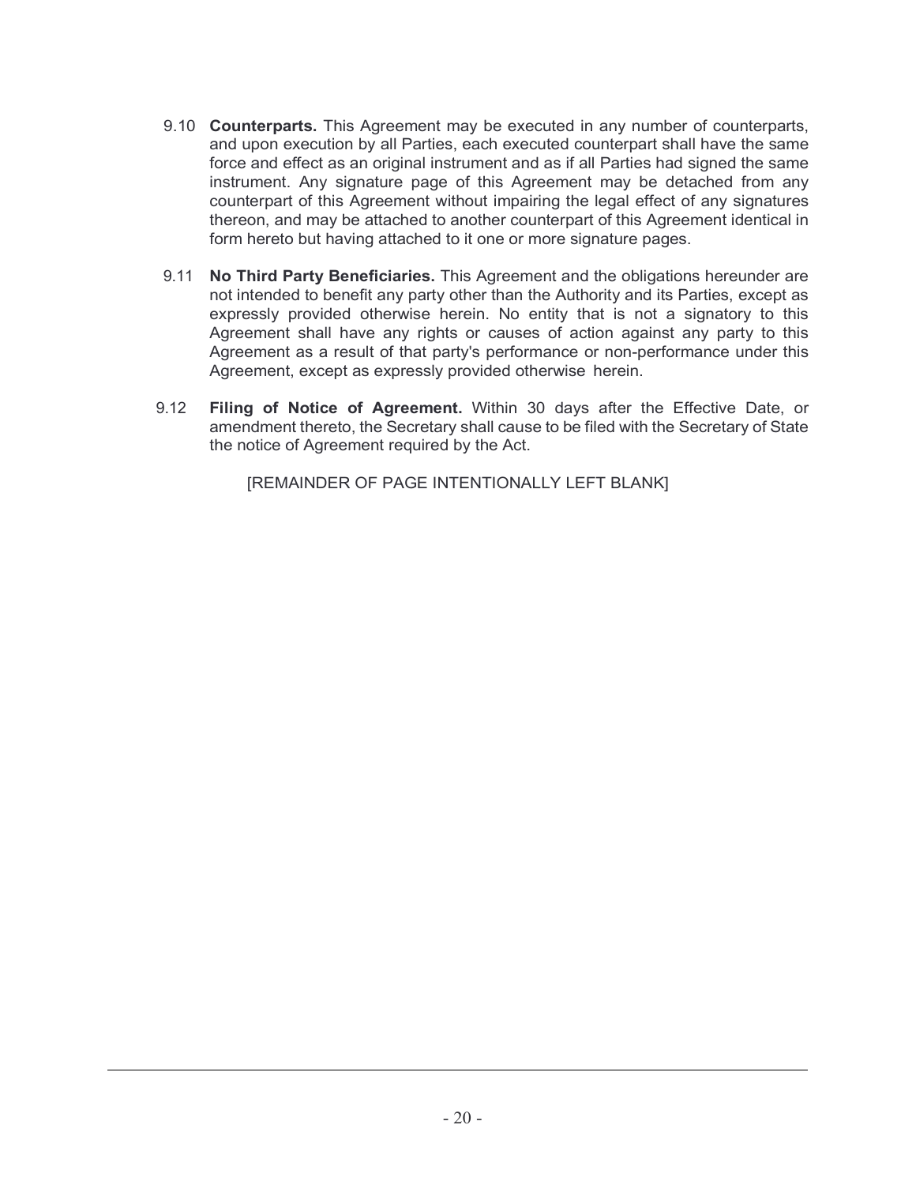9.10 **Counterparts.** This Agreement may be executed in any number of counterparts, and upon execution by all Parties, each executed counterpart shall have the same force and effect as an original instrument and as if all Parties had signed the same instrument. Any signature page of this Agreement may be detached from any counterpart of this Agreement without impairing the legal effect of any signatures thereon, and may be attached to another counterpart of this Agreement identical in form hereto but having attached to it one or more signature pages.

9.11 **No Third Party Beneficiaries.** This Agreement and the obligations hereunder are not intended to benefit any party other than the Authority and its Parties, except as expressly provided otherwise herein. No entity that is not a signatory to this Agreement shall have any rights or causes of action against any party to this Agreement as a result of that party's performance or non-performance under this Agreement, except as expressly provided otherwise herein.

9.12 **Filing of Notice of Agreement.** Within 30 days after the Effective Date, or amendment thereto, the Secretary shall cause to be filed with the Secretary of State the notice of Agreement required by the Act.

[REMAINDER OF PAGE INTENTIONALLY LEFT BLANK]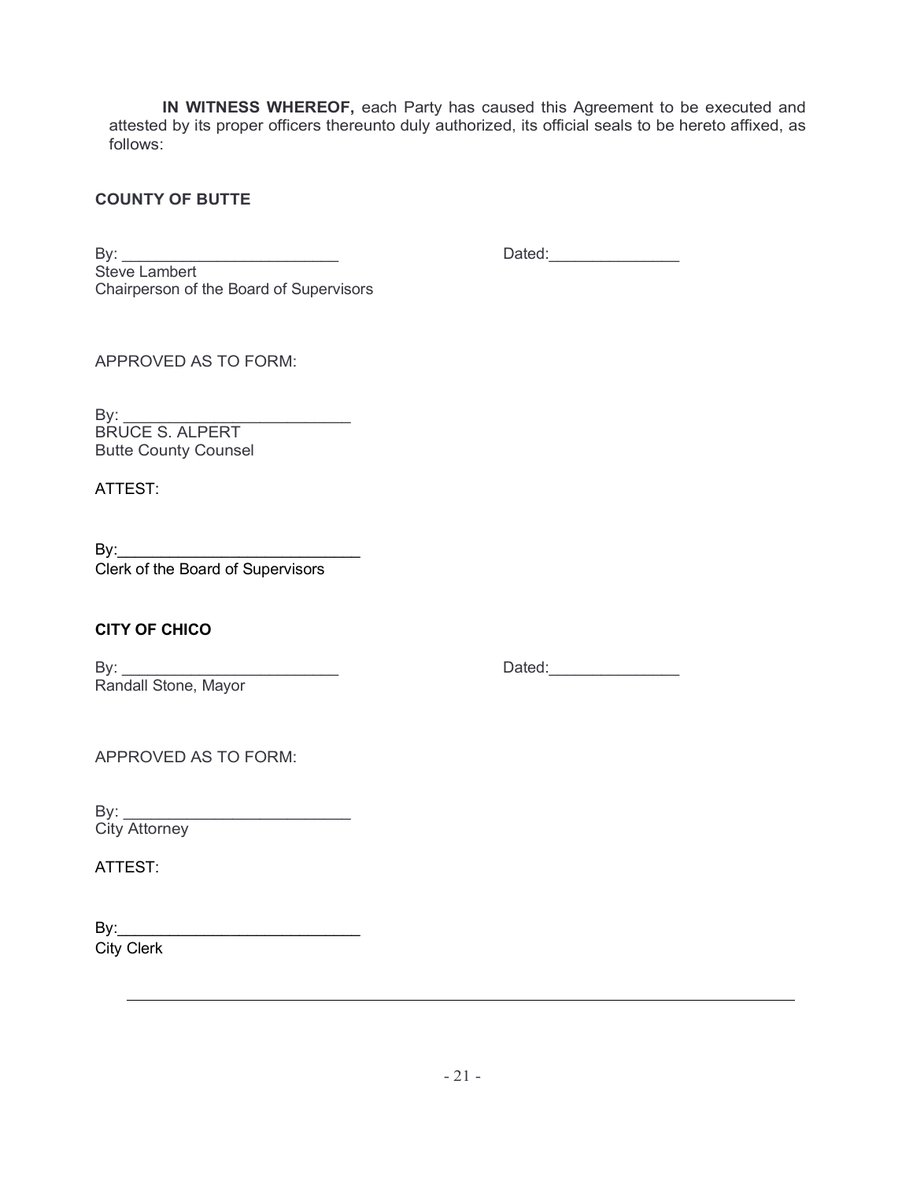**IN WITNESS WHEREOF,** each Party has caused this Agreement to be executed and attested by its proper officers thereunto duly authorized, its official seals to be hereto affixed, as follows:

**COUNTY OF BUTTE**

By: _________________________ Dated:_______________
Steve Lambert
Chairperson of the Board of Supervisors

APPROVED AS TO FORM:

By: __________________________
BRUCE S. ALPERT
Butte County Counsel

ATTEST:

By:____________________________
Clerk of the Board of Supervisors

**CITY OF CHICO**

By: _________________________ Dated:_______________
Randall Stone, Mayor

APPROVED AS TO FORM:

By: __________________________
City Attorney

ATTEST:

By:____________________________
City Clerk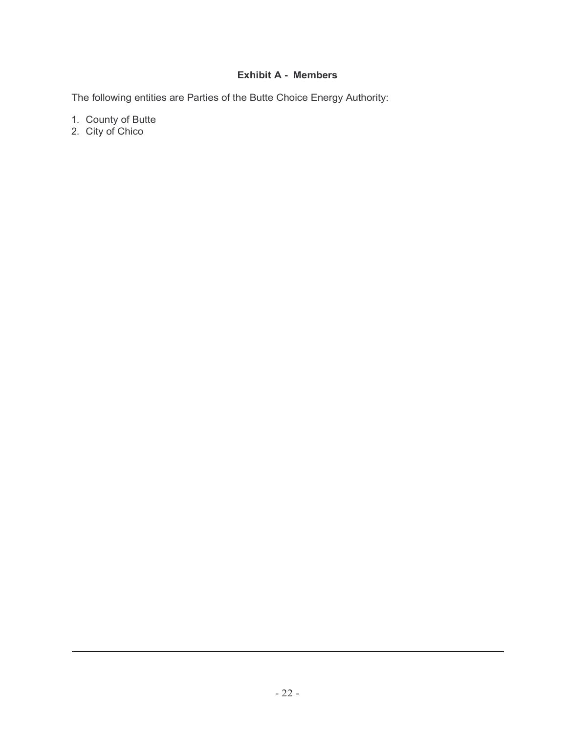**Exhibit A - Members**

The following entities are Parties of the Butte Choice Energy Authority:

1. County of Butte
2. City of Chico